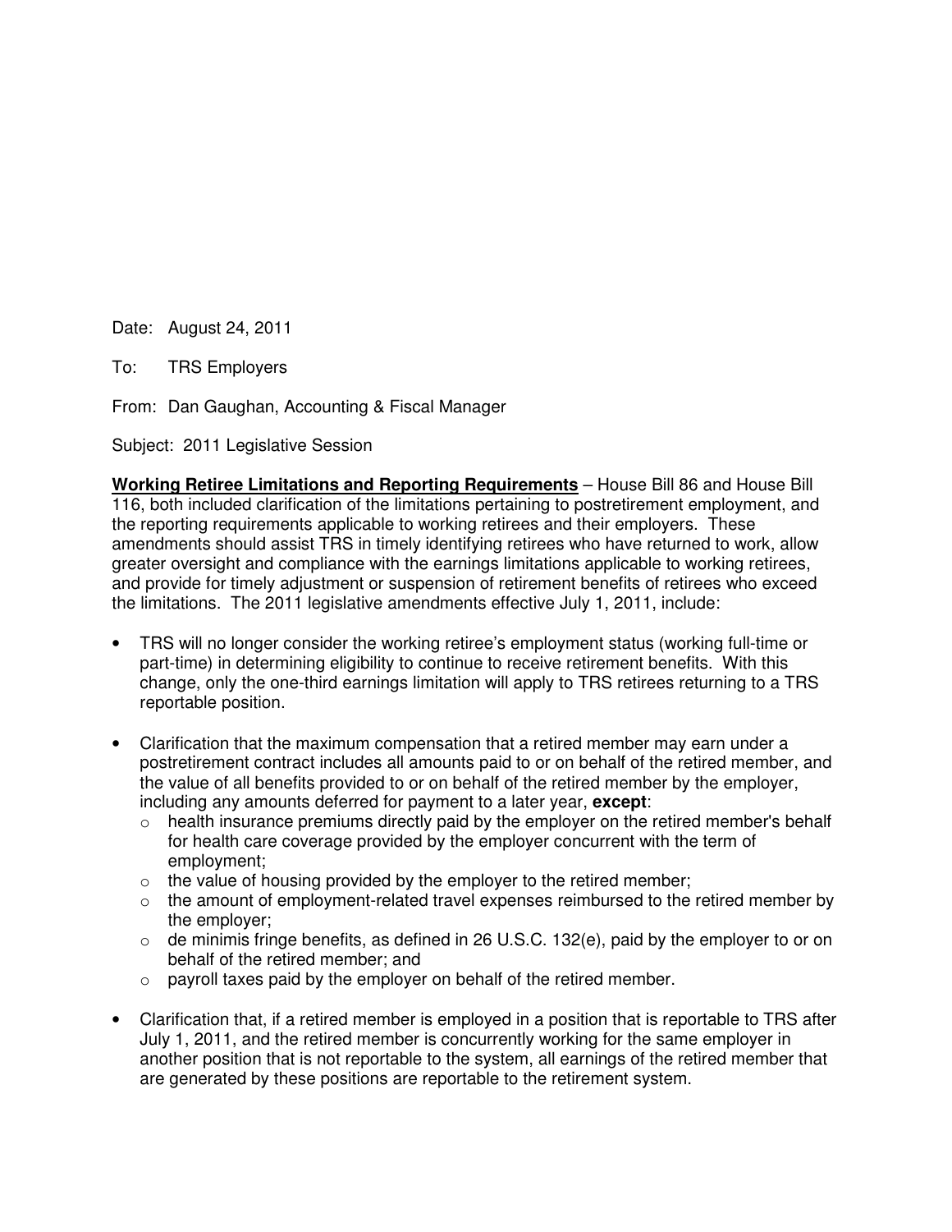Date: August 24, 2011

To: TRS Employers

From: Dan Gaughan, Accounting & Fiscal Manager

Subject: 2011 Legislative Session

**Working Retiree Limitations and Reporting Requirements** – House Bill 86 and House Bill 116, both included clarification of the limitations pertaining to postretirement employment, and the reporting requirements applicable to working retirees and their employers. These amendments should assist TRS in timely identifying retirees who have returned to work, allow greater oversight and compliance with the earnings limitations applicable to working retirees, and provide for timely adjustment or suspension of retirement benefits of retirees who exceed the limitations. The 2011 legislative amendments effective July 1, 2011, include:

- TRS will no longer consider the working retiree's employment status (working full-time or part-time) in determining eligibility to continue to receive retirement benefits. With this change, only the one-third earnings limitation will apply to TRS retirees returning to a TRS reportable position.

- Clarification that the maximum compensation that a retired member may earn under a postretirement contract includes all amounts paid to or on behalf of the retired member, and the value of all benefits provided to or on behalf of the retired member by the employer, including any amounts deferred for payment to a later year, **except**:
  - health insurance premiums directly paid by the employer on the retired member's behalf for health care coverage provided by the employer concurrent with the term of employment;
  - the value of housing provided by the employer to the retired member;
  - the amount of employment-related travel expenses reimbursed to the retired member by the employer;
  - de minimis fringe benefits, as defined in 26 U.S.C. 132(e), paid by the employer to or on behalf of the retired member; and
  - payroll taxes paid by the employer on behalf of the retired member.

- Clarification that, if a retired member is employed in a position that is reportable to TRS after July 1, 2011, and the retired member is concurrently working for the same employer in another position that is not reportable to the system, all earnings of the retired member that are generated by these positions are reportable to the retirement system.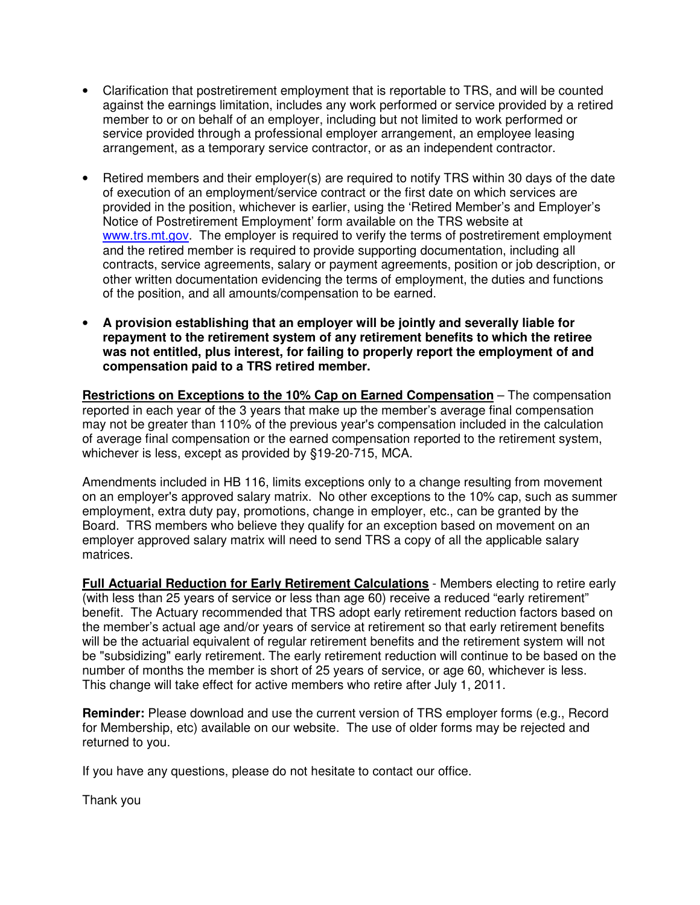- Clarification that postretirement employment that is reportable to TRS, and will be counted against the earnings limitation, includes any work performed or service provided by a retired member to or on behalf of an employer, including but not limited to work performed or service provided through a professional employer arrangement, an employee leasing arrangement, as a temporary service contractor, or as an independent contractor.

- Retired members and their employer(s) are required to notify TRS within 30 days of the date of execution of an employment/service contract or the first date on which services are provided in the position, whichever is earlier, using the 'Retired Member's and Employer's Notice of Postretirement Employment' form available on the TRS website at www.trs.mt.gov. The employer is required to verify the terms of postretirement employment and the retired member is required to provide supporting documentation, including all contracts, service agreements, salary or payment agreements, position or job description, or other written documentation evidencing the terms of employment, the duties and functions of the position, and all amounts/compensation to be earned.

- **A provision establishing that an employer will be jointly and severally liable for repayment to the retirement system of any retirement benefits to which the retiree was not entitled, plus interest, for failing to properly report the employment of and compensation paid to a TRS retired member.**

**Restrictions on Exceptions to the 10% Cap on Earned Compensation** – The compensation reported in each year of the 3 years that make up the member's average final compensation may not be greater than 110% of the previous year's compensation included in the calculation of average final compensation or the earned compensation reported to the retirement system, whichever is less, except as provided by §19-20-715, MCA.

Amendments included in HB 116, limits exceptions only to a change resulting from movement on an employer's approved salary matrix. No other exceptions to the 10% cap, such as summer employment, extra duty pay, promotions, change in employer, etc., can be granted by the Board. TRS members who believe they qualify for an exception based on movement on an employer approved salary matrix will need to send TRS a copy of all the applicable salary matrices.

**Full Actuarial Reduction for Early Retirement Calculations** - Members electing to retire early (with less than 25 years of service or less than age 60) receive a reduced "early retirement" benefit. The Actuary recommended that TRS adopt early retirement reduction factors based on the member's actual age and/or years of service at retirement so that early retirement benefits will be the actuarial equivalent of regular retirement benefits and the retirement system will not be "subsidizing" early retirement. The early retirement reduction will continue to be based on the number of months the member is short of 25 years of service, or age 60, whichever is less. This change will take effect for active members who retire after July 1, 2011.

**Reminder:** Please download and use the current version of TRS employer forms (e.g., Record for Membership, etc) available on our website. The use of older forms may be rejected and returned to you.

If you have any questions, please do not hesitate to contact our office.

Thank you